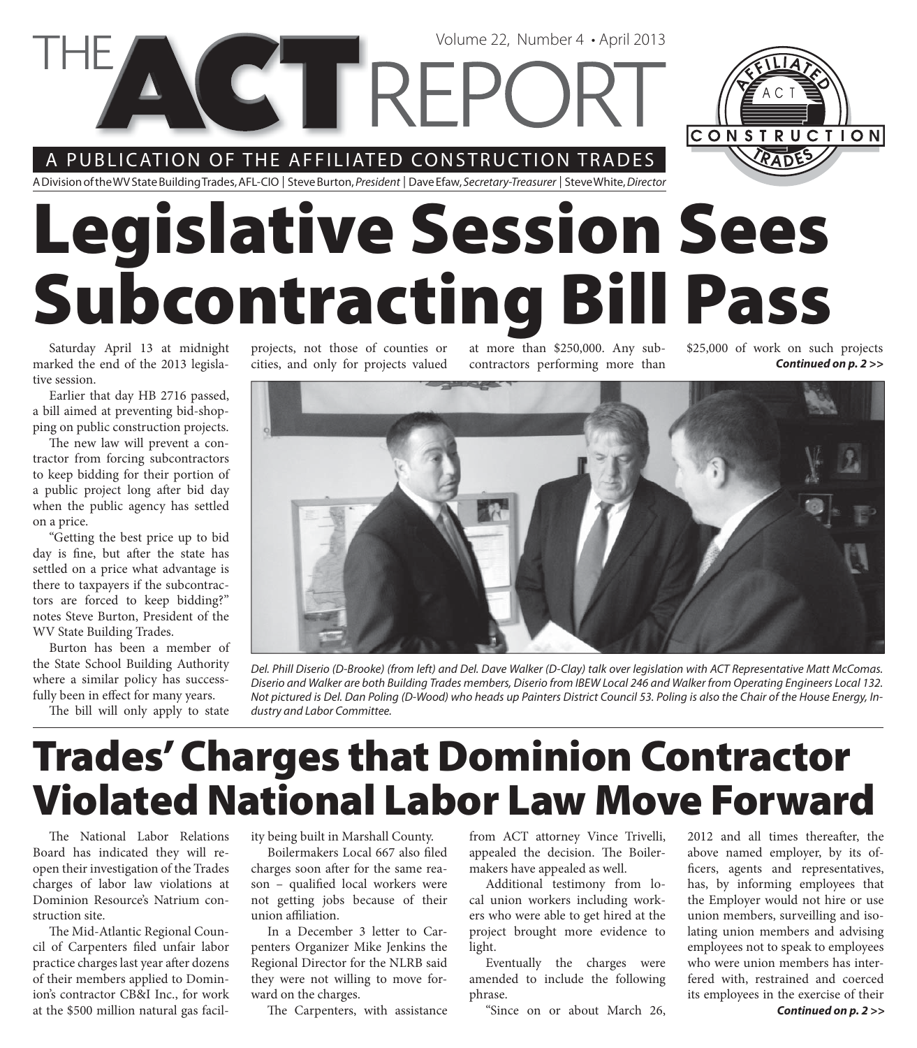# THE ACT REPORT

Volume 22, Number 4 • April 2013

A PUBLICATION OF THE AFFILIATED CONSTRUCTION TRADES

A Division of the WV State Building Trades, AFL-CIO | Steve Burton, *President* | Dave Efaw, *Secretary-Treasurer* | Steve White, *Director*

# Legislative Session Sees Subcontracting Bill Pass

Saturday April 13 at midnight marked the end of the 2013 legislative session.

Earlier that day HB 2716 passed, a bill aimed at preventing bid-shopping on public construction projects.

The new law will prevent a contractor from forcing subcontractors to keep bidding for their portion of a public project long after bid day when the public agency has settled on a price.

"Getting the best price up to bid day is fine, but after the state has settled on a price what advantage is there to taxpayers if the subcontractors are forced to keep bidding?" notes Steve Burton, President of the WV State Building Trades.

Burton has been a member of the State School Building Authority where a similar policy has successfully been in effect for many years.

The bill will only apply to state projects, not those of counties or cities, and only for projects valued at more than $250,000. Any subcontractors performing more than $25,000 of work on such projects

***Continued on p. 2 >>***

*Del. Phill Diserio (D-Brooke) (from left) and Del. Dave Walker (D-Clay) talk over legislation with ACT Representative Matt McComas. Diserio and Walker are both Building Trades members, Diserio from IBEW Local 246 and Walker from Operating Engineers Local 132. Not pictured is Del. Dan Poling (D-Wood) who heads up Painters District Council 53. Poling is also the Chair of the House Energy, Industry and Labor Committee.*

# Trades' Charges that Dominion Contractor Violated National Labor Law Move Forward

The National Labor Relations Board has indicated they will reopen their investigation of the Trades charges of labor law violations at Dominion Resource's Natrium construction site.

The Mid-Atlantic Regional Council of Carpenters filed unfair labor practice charges last year after dozens of their members applied to Dominion's contractor CB&I Inc., for work at the $500 million natural gas facility being built in Marshall County.

Boilermakers Local 667 also filed charges soon after for the same reason – qualified local workers were not getting jobs because of their union affiliation.

In a December 3 letter to Carpenters Organizer Mike Jenkins the Regional Director for the NLRB said they were not willing to move forward on the charges.

The Carpenters, with assistance from ACT attorney Vince Trivelli, appealed the decision. The Boilermakers have appealed as well.

Additional testimony from local union workers including workers who were able to get hired at the project brought more evidence to light.

Eventually the charges were amended to include the following phrase.

"Since on or about March 26, 2012 and all times thereafter, the above named employer, by its officers, agents and representatives, has, by informing employees that the Employer would not hire or use union members, surveilling and isolating union members and advising employees not to speak to employees who were union members has interfered with, restrained and coerced its employees in the exercise of their

***Continued on p. 2 >>***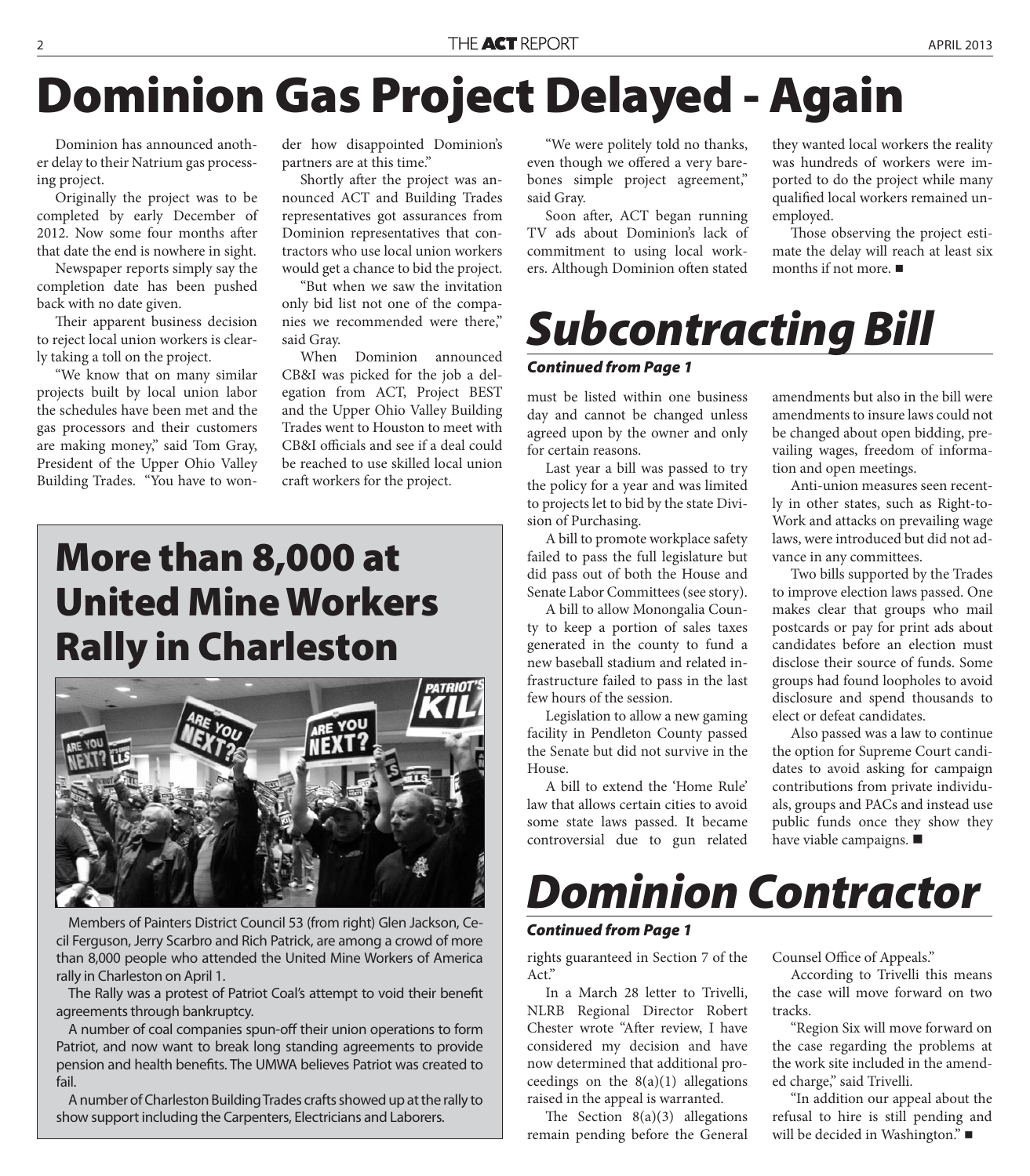# Dominion Gas Project Delayed - Again

Dominion has announced another delay to their Natrium gas processing project.

Originally the project was to be completed by early December of 2012. Now some four months after that date the end is nowhere in sight.

Newspaper reports simply say the completion date has been pushed back with no date given.

Their apparent business decision to reject local union workers is clearly taking a toll on the project.

"We know that on many similar projects built by local union labor the schedules have been met and the gas processors and their customers are making money," said Tom Gray, President of the Upper Ohio Valley Building Trades. "You have to wonder how disappointed Dominion's partners are at this time."

Shortly after the project was announced ACT and Building Trades representatives got assurances from Dominion representatives that contractors who use local union workers would get a chance to bid the project.

"But when we saw the invitation only bid list not one of the companies we recommended were there," said Gray.

When Dominion announced CB&I was picked for the job a delegation from ACT, Project BEST and the Upper Ohio Valley Building Trades went to Houston to meet with CB&I officials and see if a deal could be reached to use skilled local union craft workers for the project.

"We were politely told no thanks, even though we offered a very barebones simple project agreement," said Gray.

Soon after, ACT began running TV ads about Dominion's lack of commitment to using local workers. Although Dominion often stated they wanted local workers the reality was hundreds of workers were imported to do the project while many qualified local workers remained unemployed.

Those observing the project estimate the delay will reach at least six months if not more. ■

## More than 8,000 at United Mine Workers Rally in Charleston

Members of Painters District Council 53 (from right) Glen Jackson, Cecil Ferguson, Jerry Scarbro and Rich Patrick, are among a crowd of more than 8,000 people who attended the United Mine Workers of America rally in Charleston on April 1.

The Rally was a protest of Patriot Coal's attempt to void their benefit agreements through bankruptcy.

A number of coal companies spun-off their union operations to form Patriot, and now want to break long standing agreements to provide pension and health benefits. The UMWA believes Patriot was created to fail.

A number of Charleston Building Trades crafts showed up at the rally to show support including the Carpenters, Electricians and Laborers.

## *Subcontracting Bill*

***Continued from Page 1***

must be listed within one business day and cannot be changed unless agreed upon by the owner and only for certain reasons.

Last year a bill was passed to try the policy for a year and was limited to projects let to bid by the state Division of Purchasing.

A bill to promote workplace safety failed to pass the full legislature but did pass out of both the House and Senate Labor Committees (see story).

A bill to allow Monongalia County to keep a portion of sales taxes generated in the county to fund a new baseball stadium and related infrastructure failed to pass in the last few hours of the session.

Legislation to allow a new gaming facility in Pendleton County passed the Senate but did not survive in the House.

A bill to extend the 'Home Rule' law that allows certain cities to avoid some state laws passed. It became controversial due to gun related amendments but also in the bill were amendments to insure laws could not be changed about open bidding, prevailing wages, freedom of information and open meetings.

Anti-union measures seen recently in other states, such as Right-to-Work and attacks on prevailing wage laws, were introduced but did not advance in any committees.

Two bills supported by the Trades to improve election laws passed. One makes clear that groups who mail postcards or pay for print ads about candidates before an election must disclose their source of funds. Some groups had found loopholes to avoid disclosure and spend thousands to elect or defeat candidates.

Also passed was a law to continue the option for Supreme Court candidates to avoid asking for campaign contributions from private individuals, groups and PACs and instead use public funds once they show they have viable campaigns. ■

## *Dominion Contractor*

***Continued from Page 1***

rights guaranteed in Section 7 of the Act."

In a March 28 letter to Trivelli, NLRB Regional Director Robert Chester wrote "After review, I have considered my decision and have now determined that additional proceedings on the 8(a)(1) allegations raised in the appeal is warranted.

The Section 8(a)(3) allegations remain pending before the General Counsel Office of Appeals."

According to Trivelli this means the case will move forward on two tracks.

"Region Six will move forward on the case regarding the problems at the work site included in the amended charge," said Trivelli.

"In addition our appeal about the refusal to hire is still pending and will be decided in Washington." ■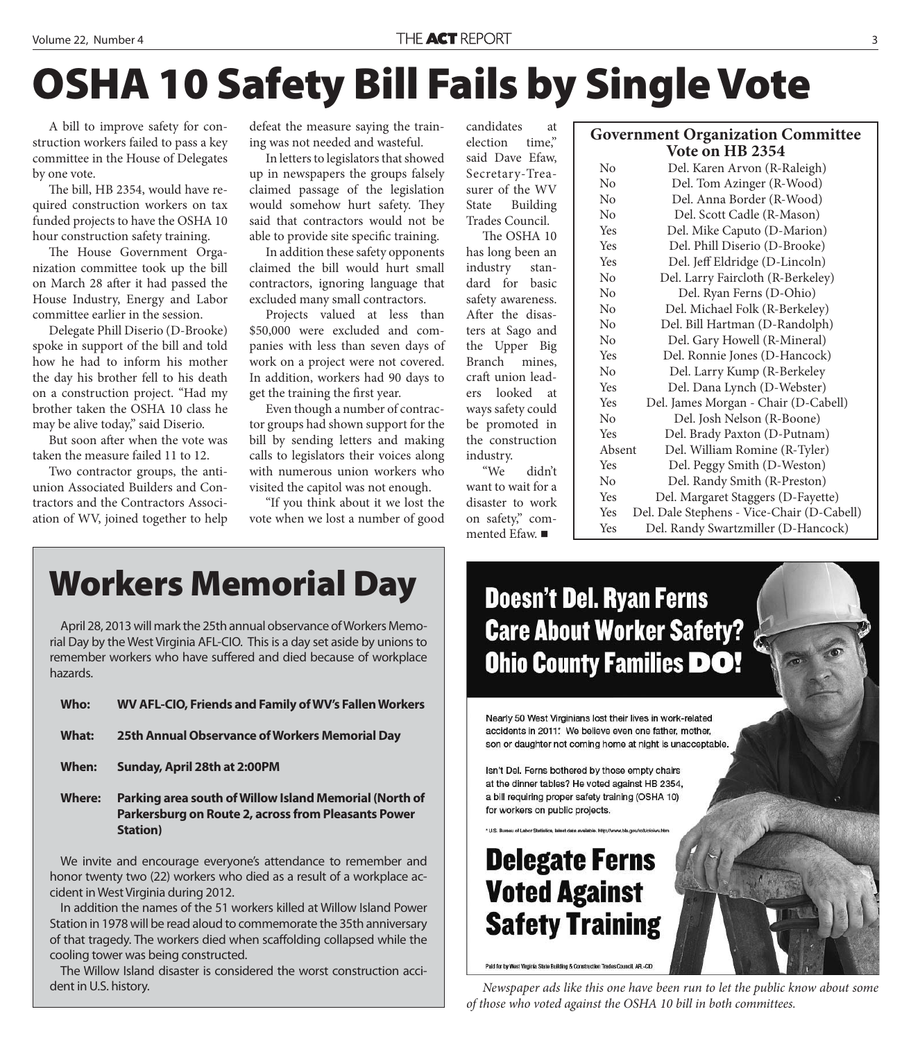# OSHA 10 Safety Bill Fails by Single Vote

A bill to improve safety for construction workers failed to pass a key committee in the House of Delegates by one vote.

The bill, HB 2354, would have required construction workers on tax funded projects to have the OSHA 10 hour construction safety training.

The House Government Organization committee took up the bill on March 28 after it had passed the House Industry, Energy and Labor committee earlier in the session.

Delegate Phill Diserio (D-Brooke) spoke in support of the bill and told how he had to inform his mother the day his brother fell to his death on a construction project. "Had my brother taken the OSHA 10 class he may be alive today," said Diserio.

But soon after when the vote was taken the measure failed 11 to 12.

Two contractor groups, the anti-union Associated Builders and Contractors and the Contractors Association of WV, joined together to help defeat the measure saying the training was not needed and wasteful.

In letters to legislators that showed up in newspapers the groups falsely claimed passage of the legislation would somehow hurt safety. They said that contractors would not be able to provide site specific training.

In addition these safety opponents claimed the bill would hurt small contractors, ignoring language that excluded many small contractors.

Projects valued at less than $50,000 were excluded and companies with less than seven days of work on a project were not covered. In addition, workers had 90 days to get the training the first year.

Even though a number of contractor groups had shown support for the bill by sending letters and making calls to legislators their voices along with numerous union workers who visited the capitol was not enough.

"If you think about it we lost the vote when we lost a number of good candidates at election time," said Dave Efaw, Secretary-Treasurer of the WV State Building Trades Council.

The OSHA 10 has long been an industry standard for basic safety awareness. After the disasters at Sago and the Upper Big Branch mines, craft union leaders looked at ways safety could be promoted in the construction industry.

"We didn't want to wait for a disaster to work on safety," commented Efaw. ■

**Government Organization Committee Vote on HB 2354**

| | |
|---|---|
| No | Del. Karen Arvon (R-Raleigh) |
| No | Del. Tom Azinger (R-Wood) |
| No | Del. Anna Border (R-Wood) |
| No | Del. Scott Cadle (R-Mason) |
| Yes | Del. Mike Caputo (D-Marion) |
| Yes | Del. Phill Diserio (D-Brooke) |
| Yes | Del. Jeff Eldridge (D-Lincoln) |
| No | Del. Larry Faircloth (R-Berkeley) |
| No | Del. Ryan Ferns (D-Ohio) |
| No | Del. Michael Folk (R-Berkeley) |
| No | Del. Bill Hartman (D-Randolph) |
| No | Del. Gary Howell (R-Mineral) |
| Yes | Del. Ronnie Jones (D-Hancock) |
| No | Del. Larry Kump (R-Berkeley |
| Yes | Del. Dana Lynch (D-Webster) |
| Yes | Del. James Morgan - Chair (D-Cabell) |
| No | Del. Josh Nelson (R-Boone) |
| Yes | Del. Brady Paxton (D-Putnam) |
| Absent | Del. William Romine (R-Tyler) |
| Yes | Del. Peggy Smith (D-Weston) |
| No | Del. Randy Smith (R-Preston) |
| Yes | Del. Margaret Staggers (D-Fayette) |
| Yes | Del. Dale Stephens - Vice-Chair (D-Cabell) |
| Yes | Del. Randy Swartzmiller (D-Hancock) |

# Workers Memorial Day

April 28, 2013 will mark the 25th annual observance of Workers Memorial Day by the West Virginia AFL-CIO. This is a day set aside by unions to remember workers who have suffered and died because of workplace hazards.

**Who:** **WV AFL-CIO, Friends and Family of WV's Fallen Workers**

**What:** **25th Annual Observance of Workers Memorial Day**

**When:** **Sunday, April 28th at 2:00PM**

**Where:** **Parking area south of Willow Island Memorial (North of Parkersburg on Route 2, across from Pleasants Power Station)**

We invite and encourage everyone's attendance to remember and honor twenty two (22) workers who died as a result of a workplace accident in West Virginia during 2012.

In addition the names of the 51 workers killed at Willow Island Power Station in 1978 will be read aloud to commemorate the 35th anniversary of that tragedy. The workers died when scaffolding collapsed while the cooling tower was being constructed.

The Willow Island disaster is considered the worst construction accident in U.S. history.

## Doesn't Del. Ryan Ferns Care About Worker Safety? Ohio County Families DO!

Nearly 50 West Virginians lost their lives in work-related accidents in 2011.* We believe even one father, mother, son or daughter not coming home at night is unacceptable.

Isn't Del. Ferns bothered by those empty chairs at the dinner tables? He voted against HB 2354, a bill requiring proper safety training (OSHA 10) for workers on public projects.

* U.S. Bureau of Labor Statistics, latest data available. http://www.bls.gov/iif/oshcfoi1.htm

## Delegate Ferns Voted Against Safety Training

Paid for by West Virginia State Building & Construction Trades Council, AFL-CIO

*Newspaper ads like this one have been run to let the public know about some of those who voted against the OSHA 10 bill in both committees.*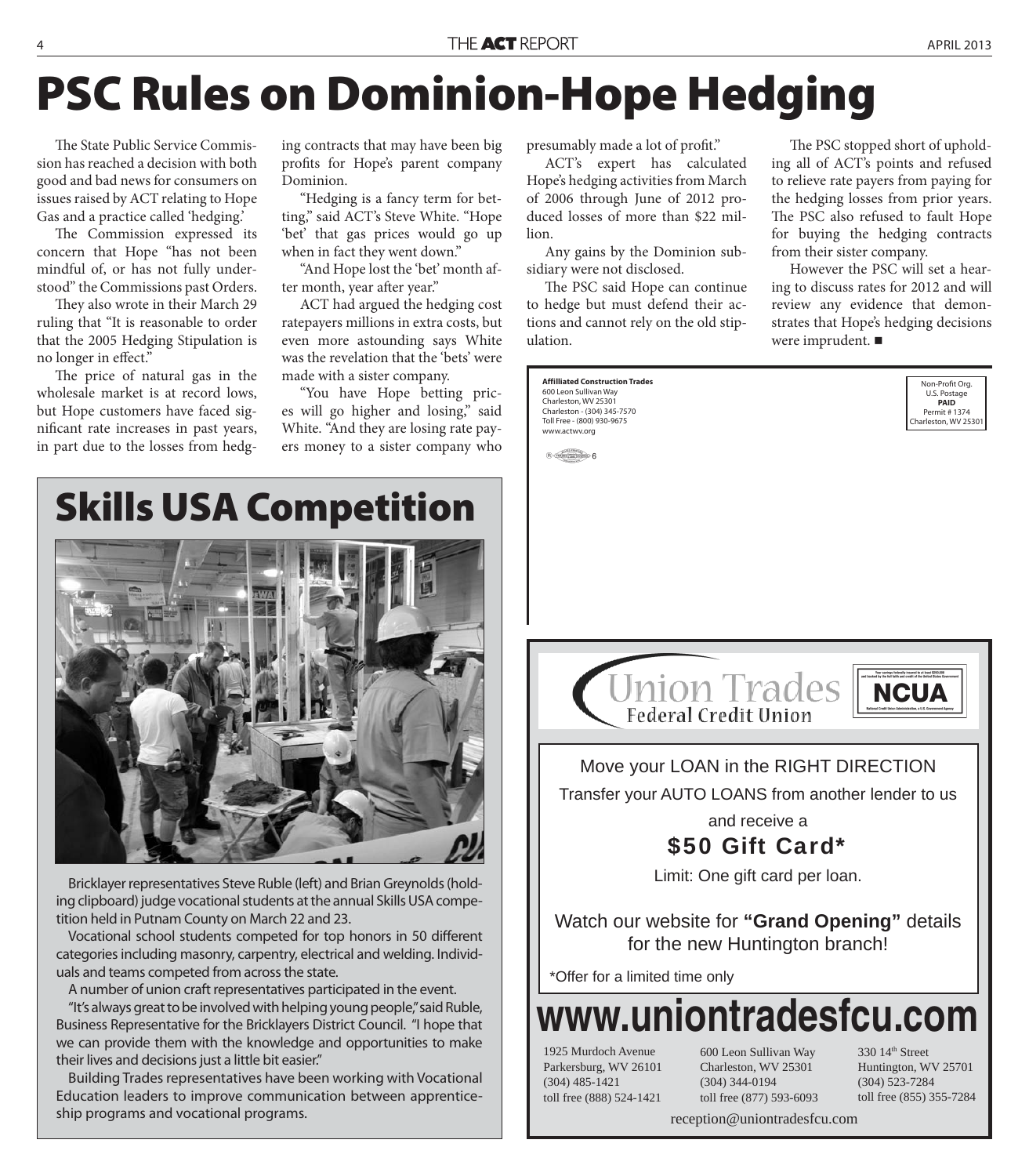# PSC Rules on Dominion-Hope Hedging

The State Public Service Commission has reached a decision with both good and bad news for consumers on issues raised by ACT relating to Hope Gas and a practice called 'hedging.'

The Commission expressed its concern that Hope "has not been mindful of, or has not fully understood" the Commissions past Orders.

They also wrote in their March 29 ruling that "It is reasonable to order that the 2005 Hedging Stipulation is no longer in effect."

The price of natural gas in the wholesale market is at record lows, but Hope customers have faced significant rate increases in past years, in part due to the losses from hedging contracts that may have been big profits for Hope's parent company Dominion.

"Hedging is a fancy term for betting," said ACT's Steve White. "Hope 'bet' that gas prices would go up when in fact they went down."

"And Hope lost the 'bet' month after month, year after year."

ACT had argued the hedging cost ratepayers millions in extra costs, but even more astounding says White was the revelation that the 'bets' were made with a sister company.

"You have Hope betting prices will go higher and losing," said White. "And they are losing rate payers money to a sister company who presumably made a lot of profit."

ACT's expert has calculated Hope's hedging activities from March of 2006 through June of 2012 produced losses of more than $22 million.

Any gains by the Dominion subsidiary were not disclosed.

The PSC said Hope can continue to hedge but must defend their actions and cannot rely on the old stipulation.

The PSC stopped short of upholding all of ACT's points and refused to relieve rate payers from paying for the hedging losses from prior years. The PSC also refused to fault Hope for buying the hedging contracts from their sister company.

However the PSC will set a hearing to discuss rates for 2012 and will review any evidence that demonstrates that Hope's hedging decisions were imprudent. ■

**Affiliated Construction Trades**
600 Leon Sullivan Way
Charleston, WV 25301
Charleston - (304) 345-7570
Toll Free - (800) 930-9675
www.actwv.org

Non-Profit Org.
U.S. Postage
**PAID**
Permit # 1374
Charleston, WV 25301

# Skills USA Competition

Bricklayer representatives Steve Ruble (left) and Brian Greynolds (holding clipboard) judge vocational students at the annual Skills USA competition held in Putnam County on March 22 and 23.

Vocational school students competed for top honors in 50 different categories including masonry, carpentry, electrical and welding. Individuals and teams competed from across the state.

A number of union craft representatives participated in the event.

"It's always great to be involved with helping young people," said Ruble, Business Representative for the Bricklayers District Council. "I hope that we can provide them with the knowledge and opportunities to make their lives and decisions just a little bit easier."

Building Trades representatives have been working with Vocational Education leaders to improve communication between apprenticeship programs and vocational programs.

**Union Trades Federal Credit Union**

NCUA

Move your LOAN in the RIGHT DIRECTION

Transfer your AUTO LOANS from another lender to us and receive a

**$50 Gift Card***

Limit: One gift card per loan.

Watch our website for **"Grand Opening"** details for the new Huntington branch!

*Offer for a limited time only

**www.uniontradesfcu.com**

1925 Murdoch Avenue
Parkersburg, WV 26101
(304) 485-1421
toll free (888) 524-1421

600 Leon Sullivan Way
Charleston, WV 25301
(304) 344-0194
toll free (877) 593-6093

330 14th Street
Huntington, WV 25701
(304) 523-7284
toll free (855) 355-7284

reception@uniontradesfcu.com